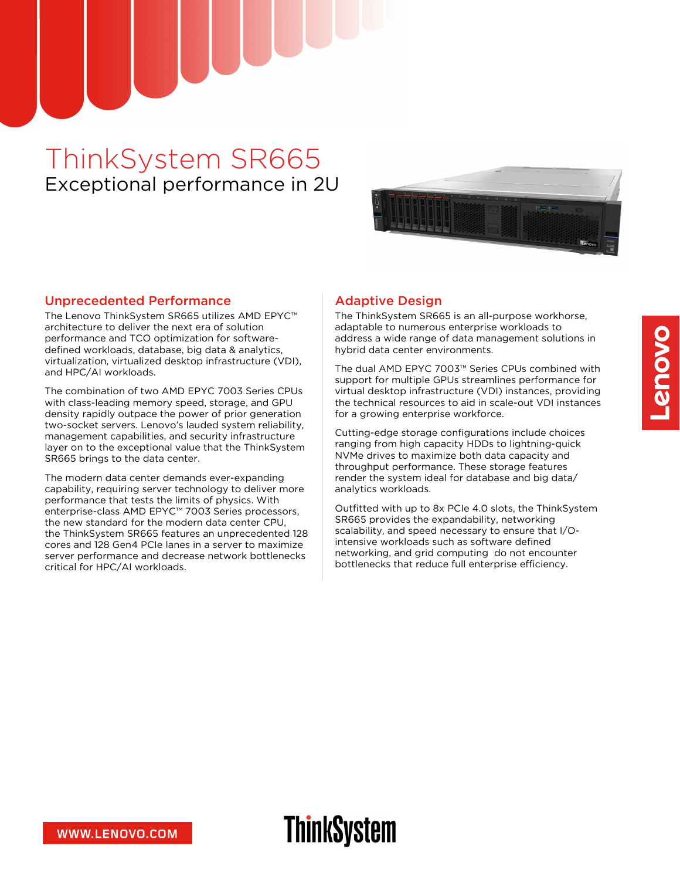# ThinkSystem SR665

## Exceptional performance in 2U

### Unprecedented Performance

The Lenovo ThinkSystem SR665 utilizes AMD EPYC™ architecture to deliver the next era of solution performance and TCO optimization for software-defined workloads, database, big data & analytics, virtualization, virtualized desktop infrastructure (VDI), and HPC/AI workloads.

The combination of two AMD EPYC 7003 Series CPUs with class-leading memory speed, storage, and GPU density rapidly outpace the power of prior generation two-socket servers. Lenovo's lauded system reliability, management capabilities, and security infrastructure layer on to the exceptional value that the ThinkSystem SR665 brings to the data center.

The modern data center demands ever-expanding capability, requiring server technology to deliver more performance that tests the limits of physics. With enterprise-class AMD EPYC™ 7003 Series processors, the new standard for the modern data center CPU, the ThinkSystem SR665 features an unprecedented 128 cores and 128 Gen4 PCIe lanes in a server to maximize server performance and decrease network bottlenecks critical for HPC/AI workloads.

### Adaptive Design

The ThinkSystem SR665 is an all-purpose workhorse, adaptable to numerous enterprise workloads to address a wide range of data management solutions in hybrid data center environments.

The dual AMD EPYC 7003™ Series CPUs combined with support for multiple GPUs streamlines performance for virtual desktop infrastructure (VDI) instances, providing the technical resources to aid in scale-out VDI instances for a growing enterprise workforce.

Cutting-edge storage configurations include choices ranging from high capacity HDDs to lightning-quick NVMe drives to maximize both data capacity and throughput performance. These storage features render the system ideal for database and big data/analytics workloads.

Outfitted with up to 8x PCIe 4.0 slots, the ThinkSystem SR665 provides the expandability, networking scalability, and speed necessary to ensure that I/O-intensive workloads such as software defined networking, and grid computing do not encounter bottlenecks that reduce full enterprise efficiency.

WWW.LENOVO.COM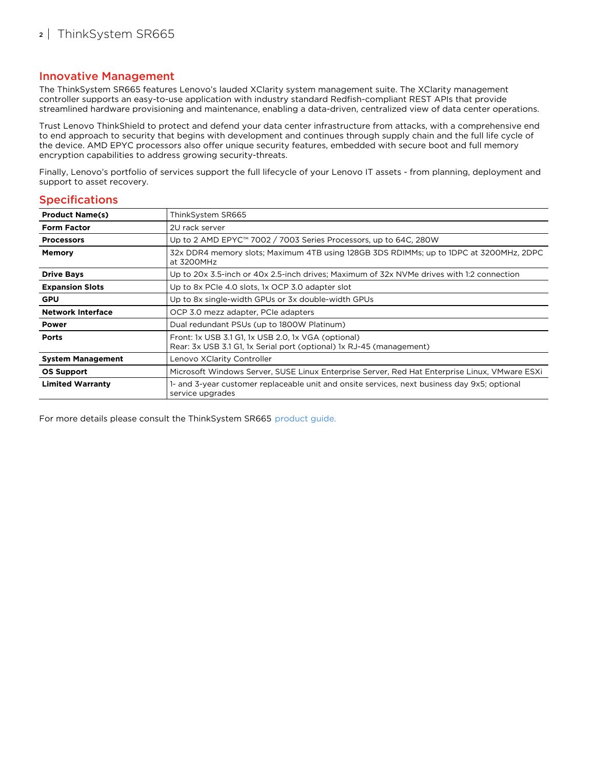## Innovative Management

The ThinkSystem SR665 features Lenovo's lauded XClarity system management suite. The XClarity management controller supports an easy-to-use application with industry standard Redfish-compliant REST APIs that provide streamlined hardware provisioning and maintenance, enabling a data-driven, centralized view of data center operations.

Trust Lenovo ThinkShield to protect and defend your data center infrastructure from attacks, with a comprehensive end to end approach to security that begins with development and continues through supply chain and the full life cycle of the device. AMD EPYC processors also offer unique security features, embedded with secure boot and full memory encryption capabilities to address growing security-threats.

Finally, Lenovo's portfolio of services support the full lifecycle of your Lenovo IT assets - from planning, deployment and support to asset recovery.

## Specifications

| **Product Name(s)** | ThinkSystem SR665 |
|---|---|
| **Form Factor** | 2U rack server |
| **Processors** | Up to 2 AMD EPYC™ 7002 / 7003 Series Processors, up to 64C, 280W |
| **Memory** | 32x DDR4 memory slots; Maximum 4TB using 128GB 3DS RDIMMs; up to 1DPC at 3200MHz, 2DPC at 3200MHz |
| **Drive Bays** | Up to 20x 3.5-inch or 40x 2.5-inch drives; Maximum of 32x NVMe drives with 1:2 connection |
| **Expansion Slots** | Up to 8x PCIe 4.0 slots, 1x OCP 3.0 adapter slot |
| **GPU** | Up to 8x single-width GPUs or 3x double-width GPUs |
| **Network Interface** | OCP 3.0 mezz adapter, PCIe adapters |
| **Power** | Dual redundant PSUs (up to 1800W Platinum) |
| **Ports** | Front: 1x USB 3.1 G1, 1x USB 2.0, 1x VGA (optional)<br>Rear: 3x USB 3.1 G1, 1x Serial port (optional) 1x RJ-45 (management) |
| **System Management** | Lenovo XClarity Controller |
| **OS Support** | Microsoft Windows Server, SUSE Linux Enterprise Server, Red Hat Enterprise Linux, VMware ESXi |
| **Limited Warranty** | 1- and 3-year customer replaceable unit and onsite services, next business day 9x5; optional service upgrades |

For more details please consult the ThinkSystem SR665 product guide.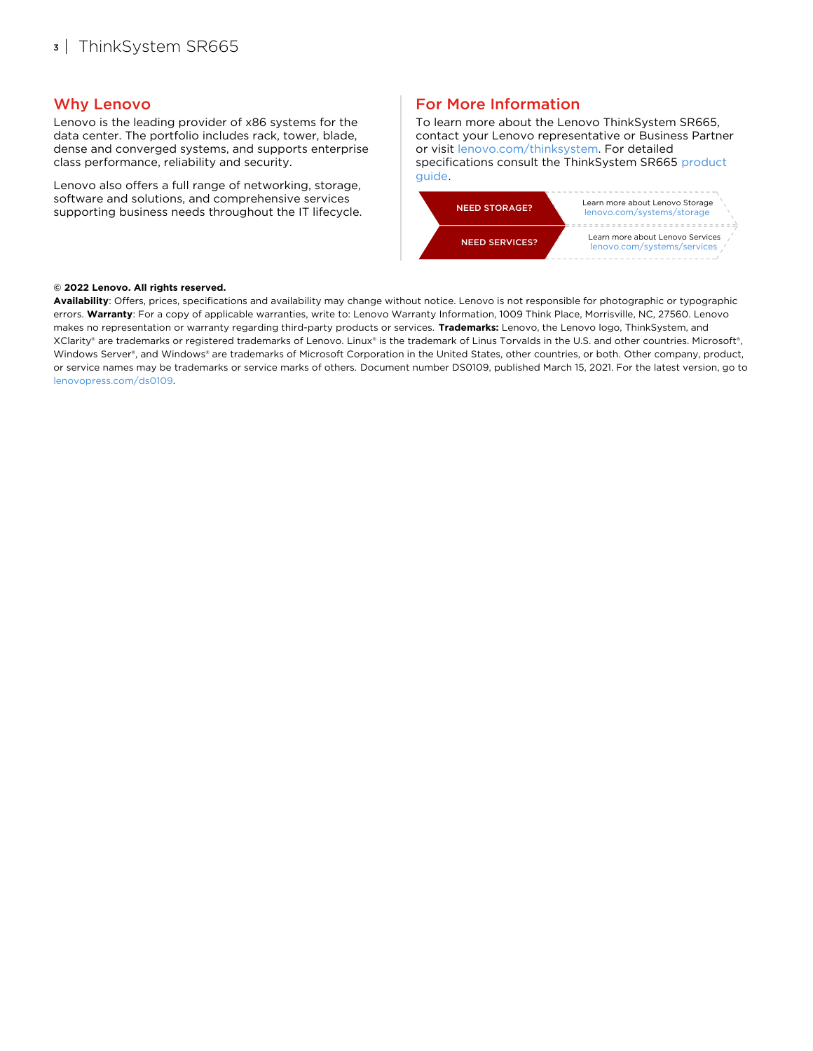## Why Lenovo

Lenovo is the leading provider of x86 systems for the data center. The portfolio includes rack, tower, blade, dense and converged systems, and supports enterprise class performance, reliability and security.

Lenovo also offers a full range of networking, storage, software and solutions, and comprehensive services supporting business needs throughout the IT lifecycle.

## For More Information

To learn more about the Lenovo ThinkSystem SR665, contact your Lenovo representative or Business Partner or visit lenovo.com/thinksystem. For detailed specifications consult the ThinkSystem SR665 product guide.

**NEED STORAGE?** Learn more about Lenovo Storage lenovo.com/systems/storage

**NEED SERVICES?** Learn more about Lenovo Services lenovo.com/systems/services

**© 2022 Lenovo. All rights reserved.**

**Availability**: Offers, prices, specifications and availability may change without notice. Lenovo is not responsible for photographic or typographic errors. **Warranty**: For a copy of applicable warranties, write to: Lenovo Warranty Information, 1009 Think Place, Morrisville, NC, 27560. Lenovo makes no representation or warranty regarding third-party products or services. **Trademarks:** Lenovo, the Lenovo logo, ThinkSystem, and XClarity® are trademarks or registered trademarks of Lenovo. Linux® is the trademark of Linus Torvalds in the U.S. and other countries. Microsoft®, Windows Server®, and Windows® are trademarks of Microsoft Corporation in the United States, other countries, or both. Other company, product, or service names may be trademarks or service marks of others. Document number DS0109, published March 15, 2021. For the latest version, go to lenovopress.com/ds0109.